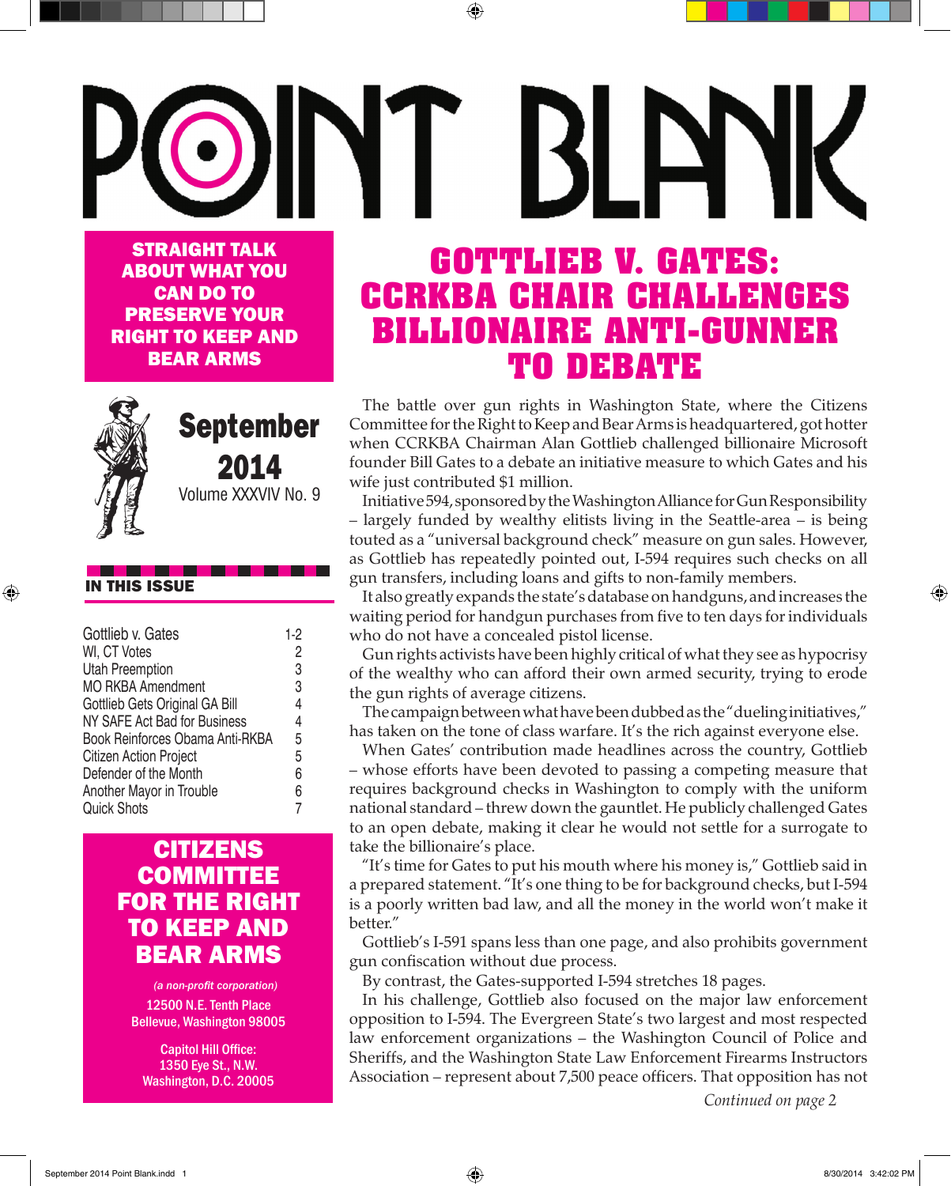# POINT BLANK

**STRAIGHT TALK ABOUT WHAT YOU CAN DO TO PRESERVE YOUR RIGHT TO KEEP AND BEAR ARMS**

**September 2014**

Volume XXXVIV No. 9

**IN THIS ISSUE**

| | |
|---|---|
| Gottlieb v. Gates | 1-2 |
| WI, CT Votes | 2 |
| Utah Preemption | 3 |
| MO RKBA Amendment | 3 |
| Gottlieb Gets Original GA Bill | 4 |
| NY SAFE Act Bad for Business | 4 |
| Book Reinforces Obama Anti-RKBA | 5 |
| Citizen Action Project | 5 |
| Defender of the Month | 6 |
| Another Mayor in Trouble | 6 |
| Quick Shots | 7 |

**CITIZENS COMMITTEE FOR THE RIGHT TO KEEP AND BEAR ARMS**

*(a non-profit corporation)*

12500 N.E. Tenth Place
Bellevue, Washington 98005

Capitol Hill Office:
1350 Eye St., N.W.
Washington, D.C. 20005

# GOTTLIEB V. GATES: CCRKBA CHAIR CHALLENGES BILLIONAIRE ANTI-GUNNER TO DEBATE

The battle over gun rights in Washington State, where the Citizens Committee for the Right to Keep and Bear Arms is headquartered, got hotter when CCRKBA Chairman Alan Gottlieb challenged billionaire Microsoft founder Bill Gates to a debate an initiative measure to which Gates and his wife just contributed $1 million.

Initiative 594, sponsored by the Washington Alliance for Gun Responsibility – largely funded by wealthy elitists living in the Seattle-area – is being touted as a "universal background check" measure on gun sales. However, as Gottlieb has repeatedly pointed out, I-594 requires such checks on all gun transfers, including loans and gifts to non-family members.

It also greatly expands the state's database on handguns, and increases the waiting period for handgun purchases from five to ten days for individuals who do not have a concealed pistol license.

Gun rights activists have been highly critical of what they see as hypocrisy of the wealthy who can afford their own armed security, trying to erode the gun rights of average citizens.

The campaign between what have been dubbed as the "dueling initiatives," has taken on the tone of class warfare. It's the rich against everyone else.

When Gates' contribution made headlines across the country, Gottlieb – whose efforts have been devoted to passing a competing measure that requires background checks in Washington to comply with the uniform national standard – threw down the gauntlet. He publicly challenged Gates to an open debate, making it clear he would not settle for a surrogate to take the billionaire's place.

"It's time for Gates to put his mouth where his money is," Gottlieb said in a prepared statement. "It's one thing to be for background checks, but I-594 is a poorly written bad law, and all the money in the world won't make it better."

Gottlieb's I-591 spans less than one page, and also prohibits government gun confiscation without due process.

By contrast, the Gates-supported I-594 stretches 18 pages.

In his challenge, Gottlieb also focused on the major law enforcement opposition to I-594. The Evergreen State's two largest and most respected law enforcement organizations – the Washington Council of Police and Sheriffs, and the Washington State Law Enforcement Firearms Instructors Association – represent about 7,500 peace officers. That opposition has not

*Continued on page 2*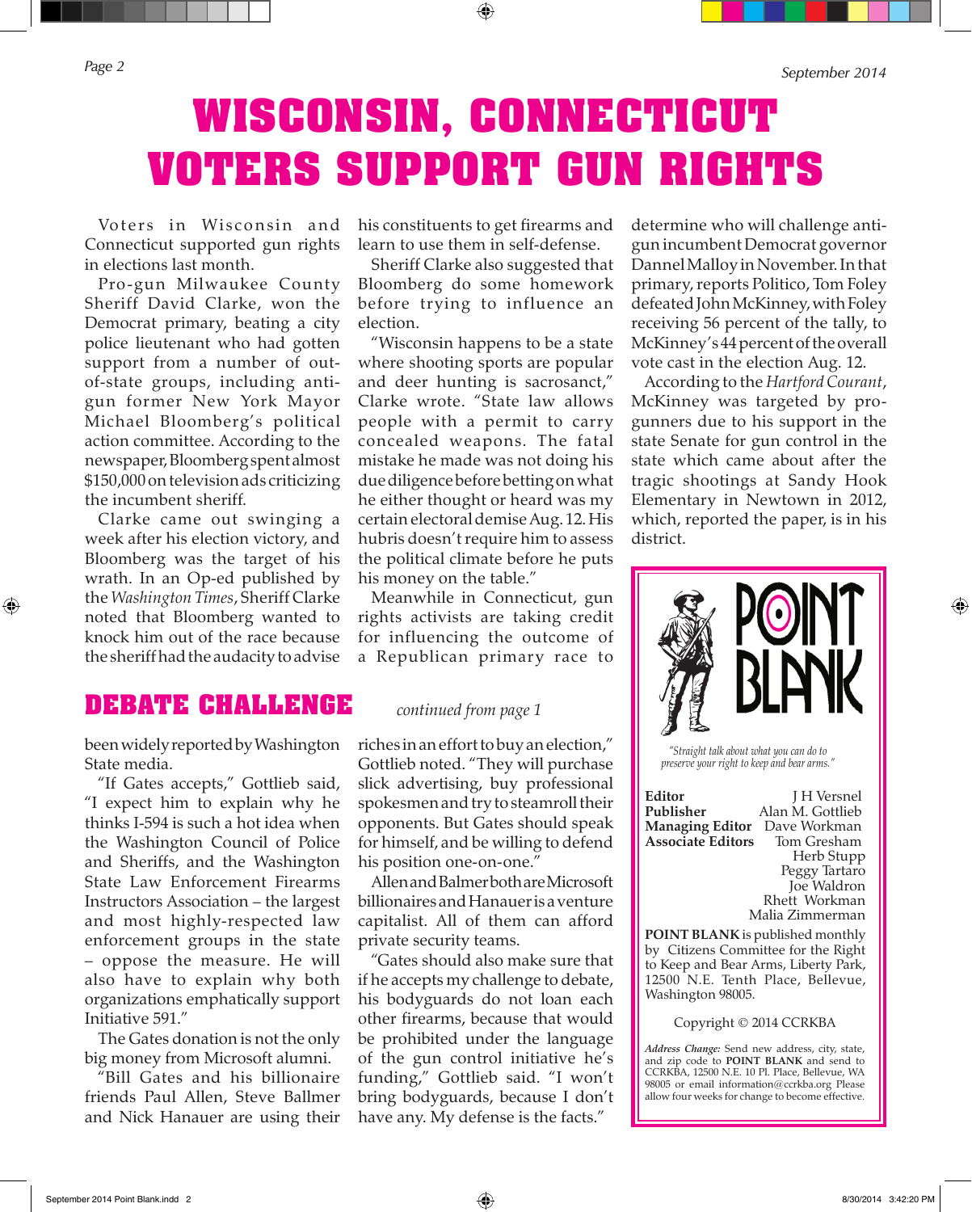# WISCONSIN, CONNECTICUT VOTERS SUPPORT GUN RIGHTS

Voters in Wisconsin and Connecticut supported gun rights in elections last month.

Pro-gun Milwaukee County Sheriff David Clarke, won the Democrat primary, beating a city police lieutenant who had gotten support from a number of out-of-state groups, including anti-gun former New York Mayor Michael Bloomberg's political action committee. According to the newspaper, Bloomberg spent almost $150,000 on television ads criticizing the incumbent sheriff.

Clarke came out swinging a week after his election victory, and Bloomberg was the target of his wrath. In an Op-ed published by the *Washington Times*, Sheriff Clarke noted that Bloomberg wanted to knock him out of the race because the sheriff had the audacity to advise his constituents to get firearms and learn to use them in self-defense.

Sheriff Clarke also suggested that Bloomberg do some homework before trying to influence an election.

"Wisconsin happens to be a state where shooting sports are popular and deer hunting is sacrosanct," Clarke wrote. "State law allows people with a permit to carry concealed weapons. The fatal mistake he made was not doing his due diligence before betting on what he either thought or heard was my certain electoral demise Aug. 12. His hubris doesn't require him to assess the political climate before he puts his money on the table."

Meanwhile in Connecticut, gun rights activists are taking credit for influencing the outcome of a Republican primary race to determine who will challenge anti-gun incumbent Democrat governor Dannel Malloy in November. In that primary, reports Politico, Tom Foley defeated John McKinney, with Foley receiving 56 percent of the tally, to McKinney's 44 percent of the overall vote cast in the election Aug. 12.

According to the *Hartford Courant*, McKinney was targeted by pro-gunners due to his support in the state Senate for gun control in the state which came about after the tragic shootings at Sandy Hook Elementary in Newtown in 2012, which, reported the paper, is in his district.

## DEBATE CHALLENGE

*continued from page 1*

been widely reported by Washington State media.

"If Gates accepts," Gottlieb said, "I expect him to explain why he thinks I-594 is such a hot idea when the Washington Council of Police and Sheriffs, and the Washington State Law Enforcement Firearms Instructors Association – the largest and most highly-respected law enforcement groups in the state – oppose the measure. He will also have to explain why both organizations emphatically support Initiative 591."

The Gates donation is not the only big money from Microsoft alumni.

"Bill Gates and his billionaire friends Paul Allen, Steve Ballmer and Nick Hanauer are using their riches in an effort to buy an election," Gottlieb noted. "They will purchase slick advertising, buy professional spokesmen and try to steamroll their opponents. But Gates should speak for himself, and be willing to defend his position one-on-one."

Allen and Balmer both are Microsoft billionaires and Hanauer is a venture capitalist. All of them can afford private security teams.

"Gates should also make sure that if he accepts my challenge to debate, his bodyguards do not loan each other firearms, because that would be prohibited under the language of the gun control initiative he's funding," Gottlieb said. "I won't bring bodyguards, because I don't have any. My defense is the facts."

---

**POINT BLANK**

*"Straight talk about what you can do to preserve your right to keep and bear arms."*

| | |
|---|---|
| **Editor** | J H Versnel |
| **Publisher** | Alan M. Gottlieb |
| **Managing Editor** | Dave Workman |
| **Associate Editors** | Tom Gresham |
| | Herb Stupp |
| | Peggy Tartaro |
| | Joe Waldron |
| | Rhett Workman |
| | Malia Zimmerman |

**POINT BLANK** is published monthly by Citizens Committee for the Right to Keep and Bear Arms, Liberty Park, 12500 N.E. Tenth Place, Bellevue, Washington 98005.

Copyright © 2014 CCRKBA

*Address Change:* Send new address, city, state, and zip code to **POINT BLANK** and send to CCRKBA, 12500 N.E. 10 Pl. Place, Bellevue, WA 98005 or email information@ccrkba.org Please allow four weeks for change to become effective.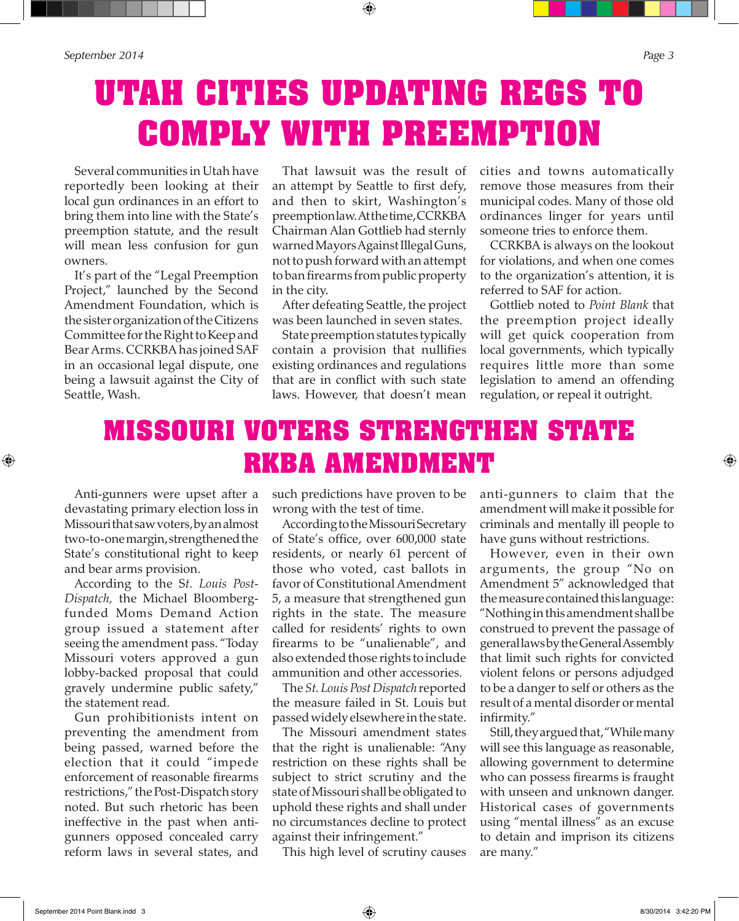# UTAH CITIES UPDATING REGS TO COMPLY WITH PREEMPTION

Several communities in Utah have reportedly been looking at their local gun ordinances in an effort to bring them into line with the State's preemption statute, and the result will mean less confusion for gun owners.

It's part of the "Legal Preemption Project," launched by the Second Amendment Foundation, which is the sister organization of the Citizens Committee for the Right to Keep and Bear Arms. CCRKBA has joined SAF in an occasional legal dispute, one being a lawsuit against the City of Seattle, Wash.

That lawsuit was the result of an attempt by Seattle to first defy, and then to skirt, Washington's preemption law. At the time, CCRKBA Chairman Alan Gottlieb had sternly warned Mayors Against Illegal Guns, not to push forward with an attempt to ban firearms from public property in the city.

After defeating Seattle, the project was been launched in seven states.

State preemption statutes typically contain a provision that nullifies existing ordinances and regulations that are in conflict with such state laws. However, that doesn't mean cities and towns automatically remove those measures from their municipal codes. Many of those old ordinances linger for years until someone tries to enforce them.

CCRKBA is always on the lookout for violations, and when one comes to the organization's attention, it is referred to SAF for action.

Gottlieb noted to *Point Blank* that the preemption project ideally will get quick cooperation from local governments, which typically requires little more than some legislation to amend an offending regulation, or repeal it outright.

# MISSOURI VOTERS STRENGTHEN STATE RKBA AMENDMENT

Anti-gunners were upset after a devastating primary election loss in Missouri that saw voters, by an almost two-to-one margin, strengthened the State's constitutional right to keep and bear arms provision.

According to the *St. Louis Post-Dispatch,* the Michael Bloomberg-funded Moms Demand Action group issued a statement after seeing the amendment pass. "Today Missouri voters approved a gun lobby-backed proposal that could gravely undermine public safety," the statement read.

Gun prohibitionists intent on preventing the amendment from being passed, warned before the election that it could "impede enforcement of reasonable firearms restrictions," the Post-Dispatch story noted. But such rhetoric has been ineffective in the past when anti-gunners opposed concealed carry reform laws in several states, and such predictions have proven to be wrong with the test of time.

According to the Missouri Secretary of State's office, over 600,000 state residents, or nearly 61 percent of those who voted, cast ballots in favor of Constitutional Amendment 5, a measure that strengthened gun rights in the state. The measure called for residents' rights to own firearms to be "unalienable", and also extended those rights to include ammunition and other accessories.

The *St. Louis Post Dispatch* reported the measure failed in St. Louis but passed widely elsewhere in the state.

The Missouri amendment states that the right is unalienable: "Any restriction on these rights shall be subject to strict scrutiny and the state of Missouri shall be obligated to uphold these rights and shall under no circumstances decline to protect against their infringement."

This high level of scrutiny causes anti-gunners to claim that the amendment will make it possible for criminals and mentally ill people to have guns without restrictions.

However, even in their own arguments, the group "No on Amendment 5" acknowledged that the measure contained this language: "Nothing in this amendment shall be construed to prevent the passage of general laws by the General Assembly that limit such rights for convicted violent felons or persons adjudged to be a danger to self or others as the result of a mental disorder or mental infirmity."

Still, they argued that, "While many will see this language as reasonable, allowing government to determine who can possess firearms is fraught with unseen and unknown danger. Historical cases of governments using "mental illness" as an excuse to detain and imprison its citizens are many."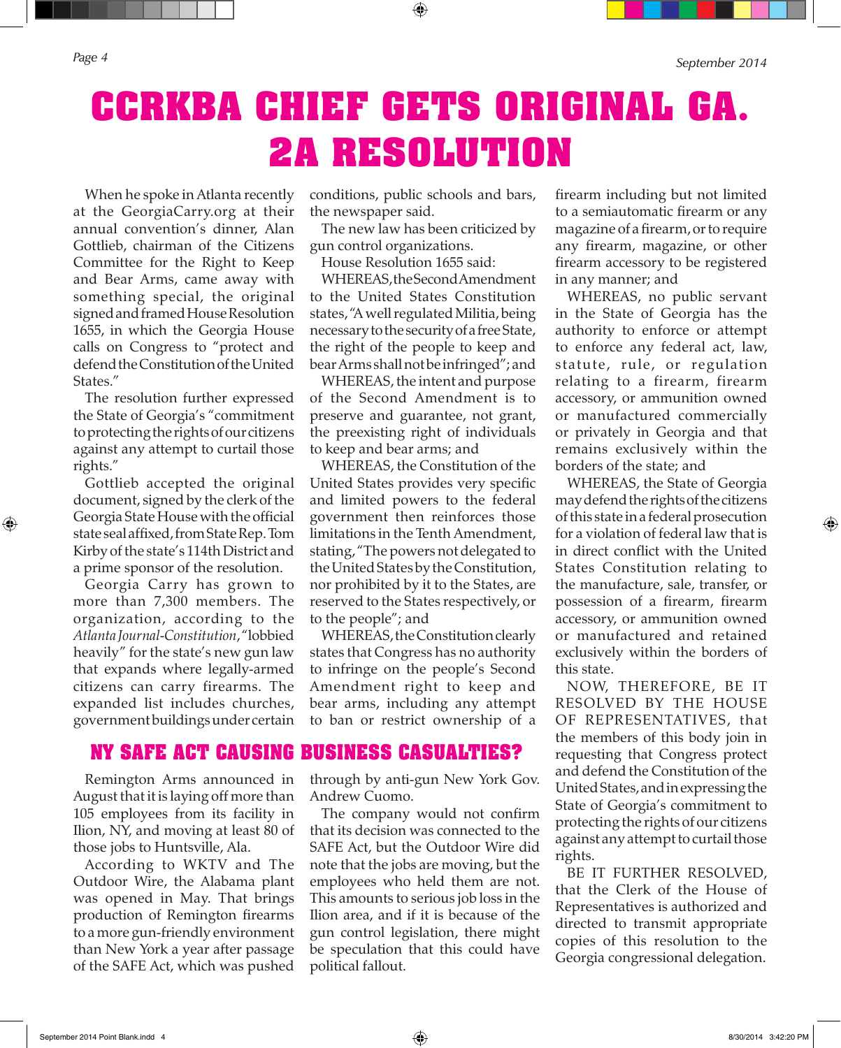# CCRKBA CHIEF GETS ORIGINAL GA. 2A RESOLUTION

When he spoke in Atlanta recently at the GeorgiaCarry.org at their annual convention's dinner, Alan Gottlieb, chairman of the Citizens Committee for the Right to Keep and Bear Arms, came away with something special, the original signed and framed House Resolution 1655, in which the Georgia House calls on Congress to "protect and defend the Constitution of the United States."

The resolution further expressed the State of Georgia's "commitment to protecting the rights of our citizens against any attempt to curtail those rights."

Gottlieb accepted the original document, signed by the clerk of the Georgia State House with the official state seal affixed, from State Rep. Tom Kirby of the state's 114th District and a prime sponsor of the resolution.

Georgia Carry has grown to more than 7,300 members. The organization, according to the *Atlanta Journal-Constitution*, "lobbied heavily" for the state's new gun law that expands where legally-armed citizens can carry firearms. The expanded list includes churches, government buildings under certain conditions, public schools and bars, the newspaper said.

The new law has been criticized by gun control organizations.

House Resolution 1655 said:

WHEREAS, the Second Amendment to the United States Constitution states, "A well regulated Militia, being necessary to the security of a free State, the right of the people to keep and bear Arms shall not be infringed"; and

WHEREAS, the intent and purpose of the Second Amendment is to preserve and guarantee, not grant, the preexisting right of individuals to keep and bear arms; and

WHEREAS, the Constitution of the United States provides very specific and limited powers to the federal government then reinforces those limitations in the Tenth Amendment, stating, "The powers not delegated to the United States by the Constitution, nor prohibited by it to the States, are reserved to the States respectively, or to the people"; and

WHEREAS, the Constitution clearly states that Congress has no authority to infringe on the people's Second Amendment right to keep and bear arms, including any attempt to ban or restrict ownership of a firearm including but not limited to a semiautomatic firearm or any magazine of a firearm, or to require any firearm, magazine, or other firearm accessory to be registered in any manner; and

WHEREAS, no public servant in the State of Georgia has the authority to enforce or attempt to enforce any federal act, law, statute, rule, or regulation relating to a firearm, firearm accessory, or ammunition owned or manufactured commercially or privately in Georgia and that remains exclusively within the borders of the state; and

WHEREAS, the State of Georgia may defend the rights of the citizens of this state in a federal prosecution for a violation of federal law that is in direct conflict with the United States Constitution relating to the manufacture, sale, transfer, or possession of a firearm, firearm accessory, or ammunition owned or manufactured and retained exclusively within the borders of this state.

NOW, THEREFORE, BE IT RESOLVED BY THE HOUSE OF REPRESENTATIVES, that the members of this body join in requesting that Congress protect and defend the Constitution of the United States, and in expressing the State of Georgia's commitment to protecting the rights of our citizens against any attempt to curtail those rights.

BE IT FURTHER RESOLVED, that the Clerk of the House of Representatives is authorized and directed to transmit appropriate copies of this resolution to the Georgia congressional delegation.

## NY SAFE ACT CAUSING BUSINESS CASUALTIES?

Remington Arms announced in August that it is laying off more than 105 employees from its facility in Ilion, NY, and moving at least 80 of those jobs to Huntsville, Ala.

According to WKTV and The Outdoor Wire, the Alabama plant was opened in May. That brings production of Remington firearms to a more gun-friendly environment than New York a year after passage of the SAFE Act, which was pushed through by anti-gun New York Gov. Andrew Cuomo.

The company would not confirm that its decision was connected to the SAFE Act, but the Outdoor Wire did note that the jobs are moving, but the employees who held them are not. This amounts to serious job loss in the Ilion area, and if it is because of the gun control legislation, there might be speculation that this could have political fallout.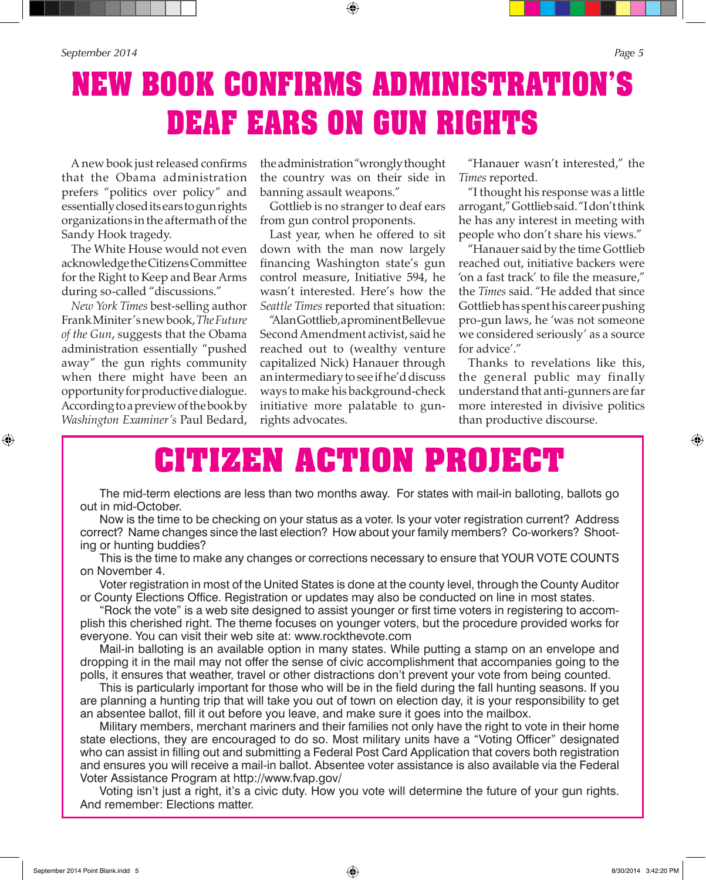# NEW BOOK CONFIRMS ADMINISTRATION'S DEAF EARS ON GUN RIGHTS

A new book just released confirms that the Obama administration prefers "politics over policy" and essentially closed its ears to gun rights organizations in the aftermath of the Sandy Hook tragedy.

The White House would not even acknowledge the Citizens Committee for the Right to Keep and Bear Arms during so-called "discussions."

*New York Times* best-selling author Frank Miniter's new book, *The Future of the Gun*, suggests that the Obama administration essentially "pushed away" the gun rights community when there might have been an opportunity for productive dialogue. According to a preview of the book by *Washington Examiner's* Paul Bedard, the administration "wrongly thought the country was on their side in banning assault weapons."

Gottlieb is no stranger to deaf ears from gun control proponents.

Last year, when he offered to sit down with the man now largely financing Washington state's gun control measure, Initiative 594, he wasn't interested. Here's how the *Seattle Times* reported that situation:

"Alan Gottlieb, a prominent Bellevue Second Amendment activist, said he reached out to (wealthy venture capitalized Nick) Hanauer through an intermediary to see if he'd discuss ways to make his background-check initiative more palatable to gun-rights advocates.

"Hanauer wasn't interested," the *Times* reported.

"I thought his response was a little arrogant," Gottlieb said. "I don't think he has any interest in meeting with people who don't share his views."

"Hanauer said by the time Gottlieb reached out, initiative backers were 'on a fast track' to file the measure," the *Times* said. "He added that since Gottlieb has spent his career pushing pro-gun laws, he 'was not someone we considered seriously' as a source for advice'."

Thanks to revelations like this, the general public may finally understand that anti-gunners are far more interested in divisive politics than productive discourse.

# CITIZEN ACTION PROJECT

The mid-term elections are less than two months away. For states with mail-in balloting, ballots go out in mid-October.

Now is the time to be checking on your status as a voter. Is your voter registration current? Address correct? Name changes since the last election? How about your family members? Co-workers? Shooting or hunting buddies?

This is the time to make any changes or corrections necessary to ensure that YOUR VOTE COUNTS on November 4.

Voter registration in most of the United States is done at the county level, through the County Auditor or County Elections Office. Registration or updates may also be conducted on line in most states.

"Rock the vote" is a web site designed to assist younger or first time voters in registering to accomplish this cherished right. The theme focuses on younger voters, but the procedure provided works for everyone. You can visit their web site at: www.rockthevote.com

Mail-in balloting is an available option in many states. While putting a stamp on an envelope and dropping it in the mail may not offer the sense of civic accomplishment that accompanies going to the polls, it ensures that weather, travel or other distractions don't prevent your vote from being counted.

This is particularly important for those who will be in the field during the fall hunting seasons. If you are planning a hunting trip that will take you out of town on election day, it is your responsibility to get an absentee ballot, fill it out before you leave, and make sure it goes into the mailbox.

Military members, merchant mariners and their families not only have the right to vote in their home state elections, they are encouraged to do so. Most military units have a "Voting Officer" designated who can assist in filling out and submitting a Federal Post Card Application that covers both registration and ensures you will receive a mail-in ballot. Absentee voter assistance is also available via the Federal Voter Assistance Program at http://www.fvap.gov/

Voting isn't just a right, it's a civic duty. How you vote will determine the future of your gun rights. And remember: Elections matter.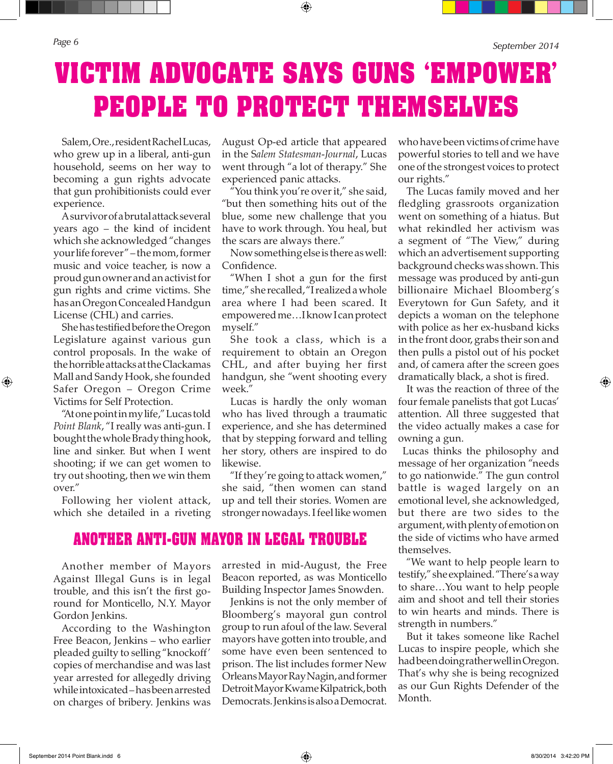# VICTIM ADVOCATE SAYS GUNS 'EMPOWER' PEOPLE TO PROTECT THEMSELVES

Salem, Ore., resident Rachel Lucas, who grew up in a liberal, anti-gun household, seems on her way to becoming a gun rights advocate that gun prohibitionists could ever experience.

A survivor of a brutal attack several years ago – the kind of incident which she acknowledged "changes your life forever" – the mom, former music and voice teacher, is now a proud gun owner and an activist for gun rights and crime victims. She has an Oregon Concealed Handgun License (CHL) and carries.

She has testified before the Oregon Legislature against various gun control proposals. In the wake of the horrible attacks at the Clackamas Mall and Sandy Hook, she founded Safer Oregon – Oregon Crime Victims for Self Protection.

"At one point in my life," Lucas told *Point Blank*, "I really was anti-gun. I bought the whole Brady thing hook, line and sinker. But when I went shooting; if we can get women to try out shooting, then we win them over."

Following her violent attack, which she detailed in a riveting August Op-ed article that appeared in the *Salem Statesman-Journal*, Lucas went through "a lot of therapy." She experienced panic attacks.

"You think you're over it," she said, "but then something hits out of the blue, some new challenge that you have to work through. You heal, but the scars are always there."

Now something else is there as well: Confidence.

"When I shot a gun for the first time," she recalled, "I realized a whole area where I had been scared. It empowered me…I know I can protect myself."

She took a class, which is a requirement to obtain an Oregon CHL, and after buying her first handgun, she "went shooting every week."

Lucas is hardly the only woman who has lived through a traumatic experience, and she has determined that by stepping forward and telling her story, others are inspired to do likewise.

"If they're going to attack women," she said, "then women can stand up and tell their stories. Women are stronger nowadays. I feel like women who have been victims of crime have powerful stories to tell and we have one of the strongest voices to protect our rights."

The Lucas family moved and her fledgling grassroots organization went on something of a hiatus. But what rekindled her activism was a segment of "The View," during which an advertisement supporting background checks was shown. This message was produced by anti-gun billionaire Michael Bloomberg's Everytown for Gun Safety, and it depicts a woman on the telephone with police as her ex-husband kicks in the front door, grabs their son and then pulls a pistol out of his pocket and, of camera after the screen goes dramatically black, a shot is fired.

It was the reaction of the four female panelists that got Lucas' attention. All three suggested that the video actually makes a case for owning a gun.

Lucas thinks the philosophy and message of her organization "needs to go nationwide." The gun control battle is waged largely on an emotional level, she acknowledged, but there are two sides to the argument, with plenty of emotion on the side of victims who have armed themselves.

"We want to help people learn to testify," she explained. "There's a way to share…You want to help people aim and shoot and tell their stories to win hearts and minds. There is strength in numbers."

But it takes someone like Rachel Lucas to inspire people, which she had been doing rather well in Oregon. That's why she is being recognized as our Gun Rights Defender of the Month.

## ANOTHER ANTI-GUN MAYOR IN LEGAL TROUBLE

Another member of Mayors Against Illegal Guns is in legal trouble, and this isn't the first go-round for Monticello, N.Y. Mayor Gordon Jenkins.

According to the Washington Free Beacon, Jenkins – who earlier pleaded guilty to selling "knockoff' copies of merchandise and was last year arrested for allegedly driving while intoxicated – has been arrested on charges of bribery. Jenkins was arrested in mid-August, the Free Beacon reported, as was Monticello Building Inspector James Snowden.

Jenkins is not the only member of Bloomberg's mayoral gun control group to run afoul of the law. Several mayors have gotten into trouble, and some have even been sentenced to prison. The list includes former New Orleans Mayor Ray Nagin, and former Detroit Mayor Kwame Kilpatrick, both Democrats. Jenkins is also a Democrat.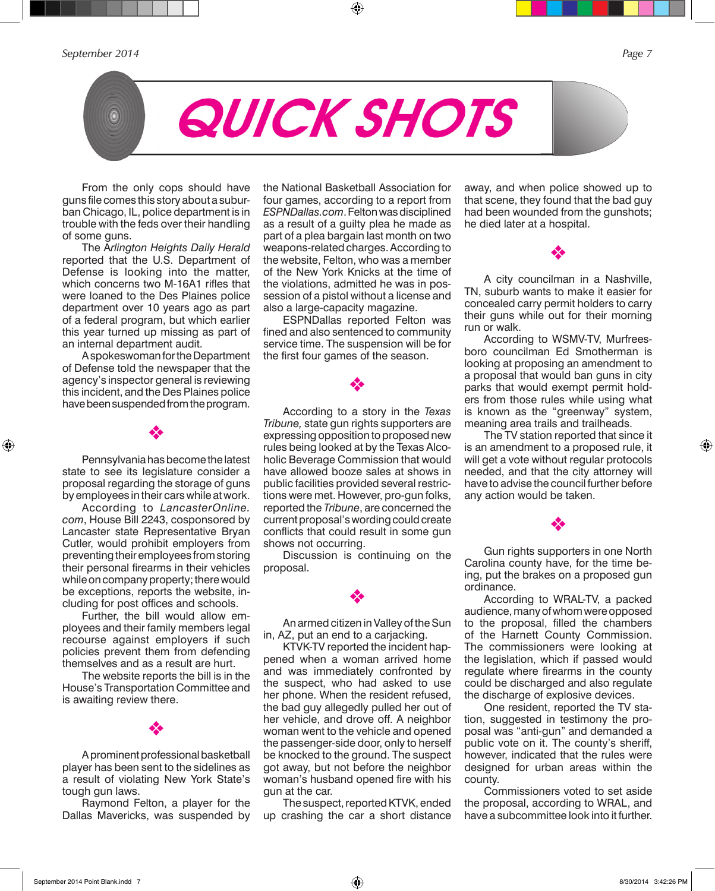# QUICK SHOTS

From the only cops should have guns file comes this story about a suburban Chicago, IL, police department is in trouble with the feds over their handling of some guns.

The *Arlington Heights Daily Herald* reported that the U.S. Department of Defense is looking into the matter, which concerns two M-16A1 rifles that were loaned to the Des Plaines police department over 10 years ago as part of a federal program, but which earlier this year turned up missing as part of an internal department audit.

A spokeswoman for the Department of Defense told the newspaper that the agency's inspector general is reviewing this incident, and the Des Plaines police have been suspended from the program.

❖

Pennsylvania has become the latest state to see its legislature consider a proposal regarding the storage of guns by employees in their cars while at work.

According to *LancasterOnline.com*, House Bill 2243, cosponsored by Lancaster state Representative Bryan Cutler, would prohibit employers from preventing their employees from storing their personal firearms in their vehicles while on company property; there would be exceptions, reports the website, including for post offices and schools.

Further, the bill would allow employees and their family members legal recourse against employers if such policies prevent them from defending themselves and as a result are hurt.

The website reports the bill is in the House's Transportation Committee and is awaiting review there.

❖

A prominent professional basketball player has been sent to the sidelines as a result of violating New York State's tough gun laws.

Raymond Felton, a player for the Dallas Mavericks, was suspended by the National Basketball Association for four games, according to a report from *ESPNDallas.com*. Felton was disciplined as a result of a guilty plea he made as part of a plea bargain last month on two weapons-related charges. According to the website, Felton, who was a member of the New York Knicks at the time of the violations, admitted he was in possession of a pistol without a license and also a large-capacity magazine.

ESPNDallas reported Felton was fined and also sentenced to community service time. The suspension will be for the first four games of the season.

❖

According to a story in the *Texas Tribune,* state gun rights supporters are expressing opposition to proposed new rules being looked at by the Texas Alcoholic Beverage Commission that would have allowed booze sales at shows in public facilities provided several restrictions were met. However, pro-gun folks, reported the *Tribune*, are concerned the current proposal's wording could create conflicts that could result in some gun shows not occurring.

Discussion is continuing on the proposal.

❖

An armed citizen in Valley of the Sun in, AZ, put an end to a carjacking.

KTVK-TV reported the incident happened when a woman arrived home and was immediately confronted by the suspect, who had asked to use her phone. When the resident refused, the bad guy allegedly pulled her out of her vehicle, and drove off. A neighbor woman went to the vehicle and opened the passenger-side door, only to herself be knocked to the ground. The suspect got away, but not before the neighbor woman's husband opened fire with his gun at the car.

The suspect, reported KTVK, ended up crashing the car a short distance away, and when police showed up to that scene, they found that the bad guy had been wounded from the gunshots; he died later at a hospital.

❖

A city councilman in a Nashville, TN, suburb wants to make it easier for concealed carry permit holders to carry their guns while out for their morning run or walk.

According to WSMV-TV, Murfreesboro councilman Ed Smotherman is looking at proposing an amendment to a proposal that would ban guns in city parks that would exempt permit holders from those rules while using what is known as the "greenway" system, meaning area trails and trailheads.

The TV station reported that since it is an amendment to a proposed rule, it will get a vote without regular protocols needed, and that the city attorney will have to advise the council further before any action would be taken.

❖

Gun rights supporters in one North Carolina county have, for the time being, put the brakes on a proposed gun ordinance.

According to WRAL-TV, a packed audience, many of whom were opposed to the proposal, filled the chambers of the Harnett County Commission. The commissioners were looking at the legislation, which if passed would regulate where firearms in the county could be discharged and also regulate the discharge of explosive devices.

One resident, reported the TV station, suggested in testimony the proposal was "anti-gun" and demanded a public vote on it. The county's sheriff, however, indicated that the rules were designed for urban areas within the county.

Commissioners voted to set aside the proposal, according to WRAL, and have a subcommittee look into it further.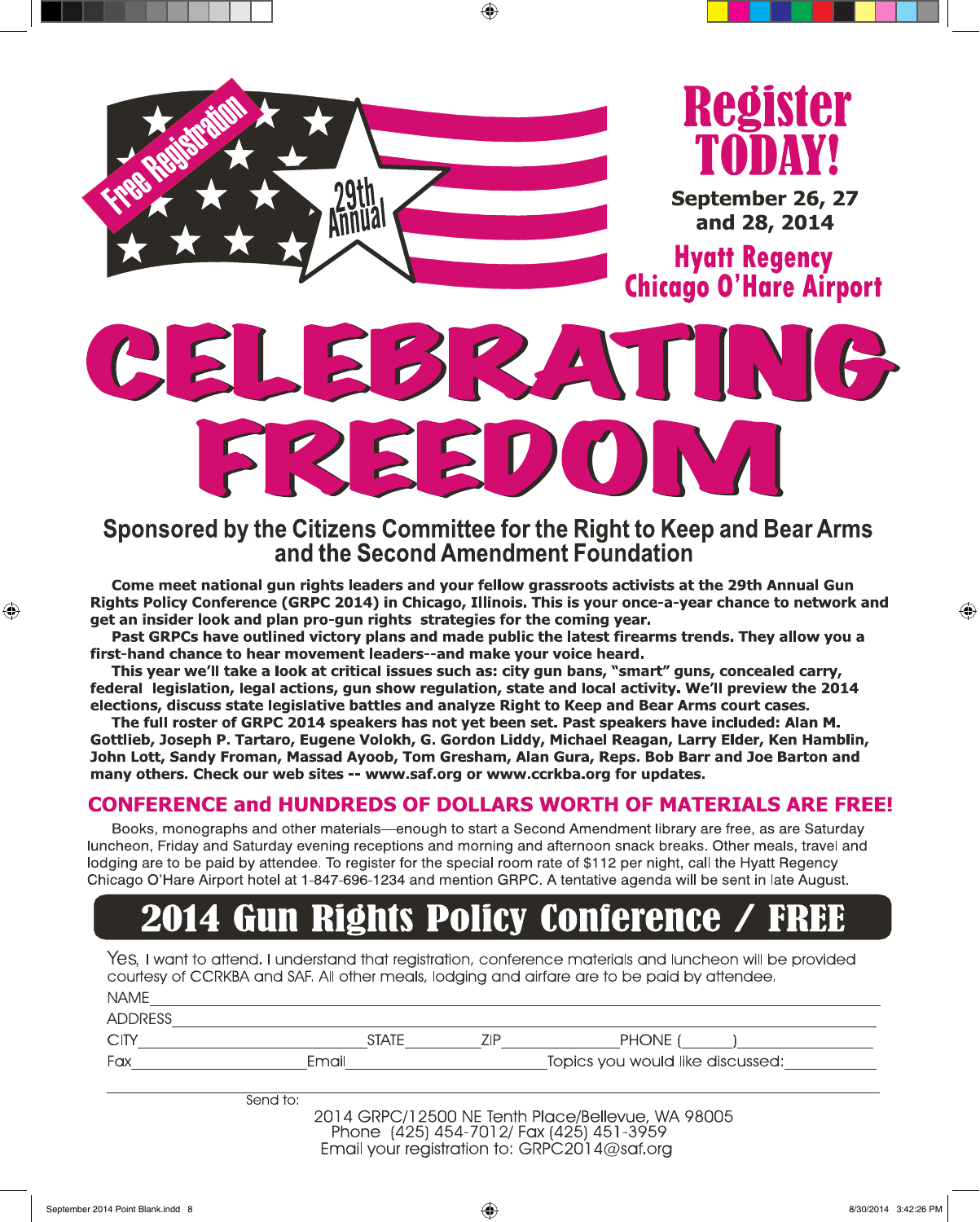Free Registration

29th Annual

# Register TODAY!

**September 26, 27 and 28, 2014**

**Hyatt Regency Chicago O'Hare Airport**

# CELEBRATING FREEDOM

## Sponsored by the Citizens Committee for the Right to Keep and Bear Arms and the Second Amendment Foundation

**Come meet national gun rights leaders and your fellow grassroots activists at the 29th Annual Gun Rights Policy Conference (GRPC 2014) in Chicago, Illinois. This is your once-a-year chance to network and get an insider look and plan pro-gun rights strategies for the coming year.**

**Past GRPCs have outlined victory plans and made public the latest firearms trends. They allow you a first-hand chance to hear movement leaders--and make your voice heard.**

**This year we'll take a look at critical issues such as: city gun bans, "smart" guns, concealed carry, federal legislation, legal actions, gun show regulation, state and local activity. We'll preview the 2014 elections, discuss state legislative battles and analyze Right to Keep and Bear Arms court cases.**

**The full roster of GRPC 2014 speakers has not yet been set. Past speakers have included: Alan M. Gottlieb, Joseph P. Tartaro, Eugene Volokh, G. Gordon Liddy, Michael Reagan, Larry Elder, Ken Hamblin, John Lott, Sandy Froman, Massad Ayoob, Tom Gresham, Alan Gura, Reps. Bob Barr and Joe Barton and many others. Check our web sites -- www.saf.org or www.ccrkba.org for updates.**

## CONFERENCE and HUNDREDS OF DOLLARS WORTH OF MATERIALS ARE FREE!

Books, monographs and other materials—enough to start a Second Amendment library are free, as are Saturday luncheon, Friday and Saturday evening receptions and morning and afternoon snack breaks. Other meals, travel and lodging are to be paid by attendee. To register for the special room rate of $112 per night, call the Hyatt Regency Chicago O'Hare Airport hotel at 1-847-696-1234 and mention GRPC. A tentative agenda will be sent in late August.

## 2014 Gun Rights Policy Conference / FREE

Yes, I want to attend. I understand that registration, conference materials and luncheon will be provided courtesy of CCRKBA and SAF. All other meals, lodging and airfare are to be paid by attendee.

NAME ____________________

ADDRESS ____________________

CITY ____________ STATE ________ ZIP ________ PHONE (_____) ____________

Fax ____________ Email ____________ Topics you would like discussed: ____________

____________________

Send to:

2014 GRPC/12500 NE Tenth Place/Bellevue, WA 98005
Phone (425) 454-7012/ Fax (425) 451-3959
Email your registration to: GRPC2014@saf.org